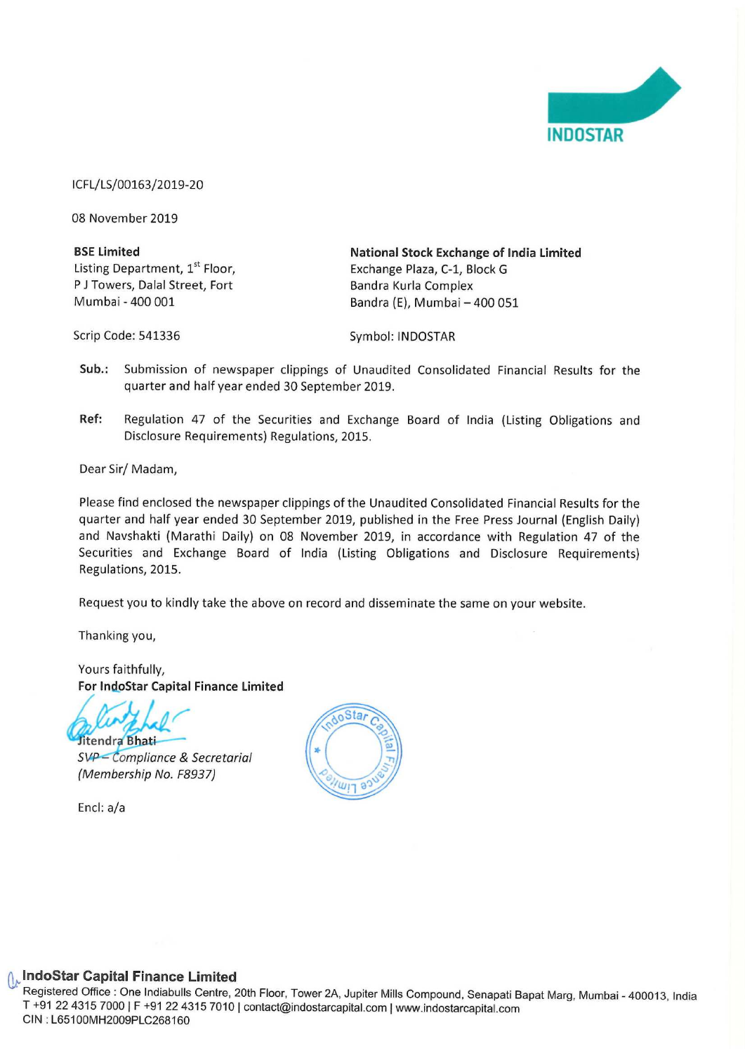INDOSTAR

ICFL/LS/00163/2019-20

08 November 2019

**BSE Limited**
Listing Department, 1st Floor,
P J Towers, Dalal Street, Fort
Mumbai - 400 001

Scrip Code: 541336

**National Stock Exchange of India Limited**
Exchange Plaza, C-1, Block G
Bandra Kurla Complex
Bandra (E), Mumbai – 400 051

Symbol: INDOSTAR

**Sub.:** Submission of newspaper clippings of Unaudited Consolidated Financial Results for the quarter and half year ended 30 September 2019.

**Ref:** Regulation 47 of the Securities and Exchange Board of India (Listing Obligations and Disclosure Requirements) Regulations, 2015.

Dear Sir/ Madam,

Please find enclosed the newspaper clippings of the Unaudited Consolidated Financial Results for the quarter and half year ended 30 September 2019, published in the Free Press Journal (English Daily) and Navshakti (Marathi Daily) on 08 November 2019, in accordance with Regulation 47 of the Securities and Exchange Board of India (Listing Obligations and Disclosure Requirements) Regulations, 2015.

Request you to kindly take the above on record and disseminate the same on your website.

Thanking you,

Yours faithfully,
**For IndoStar Capital Finance Limited**

Jitendra Bhati
*SVP – Compliance & Secretarial*
*(Membership No. F8937)*

Encl: a/a

**IndoStar Capital Finance Limited**
Registered Office : One Indiabulls Centre, 20th Floor, Tower 2A, Jupiter Mills Compound, Senapati Bapat Marg, Mumbai - 400013, India
T +91 22 4315 7000 | F +91 22 4315 7010 | contact@indostarcapital.com | www.indostarcapital.com
CIN : L65100MH2009PLC268160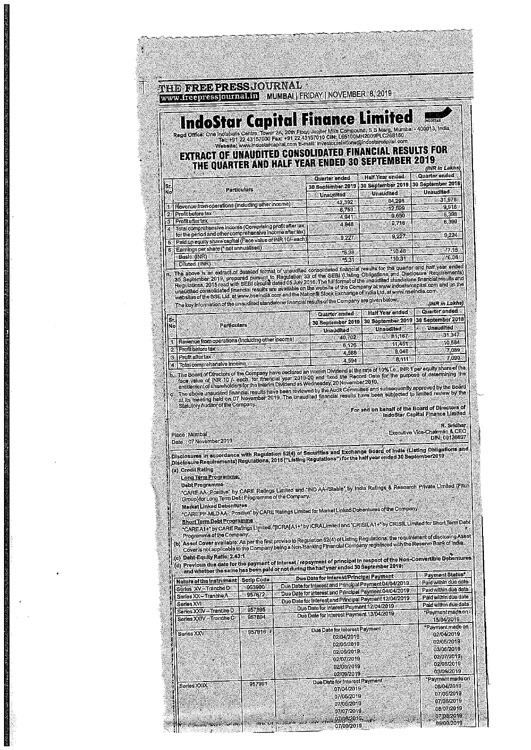THE FREE PRESS JOURNAL

www.freepressjournal.in MUMBAI | FRIDAY | NOVEMBER 8, 2019

# IndoStar Capital Finance Limited

Regd Office: One Indiabulls Centre, Tower 2A, 20th Floor, Jupiter Mills Compound, S B Marg, Mumbai - 400013, India
Tel: +91 22 43157000 Fax: +91 22 43157010 CIN: L65100MH2009PLC268160
Website: www.indostarcapital.com E-mail: investor.relations@indostarcapital.com

## EXTRACT OF UNAUDITED CONSOLIDATED FINANCIAL RESULTS FOR THE QUARTER AND HALF YEAR ENDED 30 SEPTEMBER 2019

(INR in Lakhs)

| Sr. No | Particulars | Quarter ended 30 September 2019 | Half Year ended 30 September 2019 | Quarter ended 30 September 2018 |
|---|---|---|---|---|
| | | Unaudited | Unaudited | Unaudited |
| 1 | Revenue from operations (including other income) | 42,392 | 84,298 | 31,978 |
| 2 | Profit before tax | 6,753 | 12,589 | 9,916 |
| 3 | Profit after tax | 4,941 | 9,650 | 6,398 |
| 4 | Total comprehensive income (Comprising profit after tax for the period and other comprehensive income after tax) | 4,948 | 9,716 | 6,399 |
| 5 | Paid up equity share capital (Face value of INR 10/- each) | 9,227 | 9,227 | 9,224 |
| 6 | Earnings per share (* not annualised) | | | |
| | Basic (INR) | *5.36 | *10.48 | *7.15 |
| | Diluted (INR) | *5.31 | *10.31 | *6.96 |

a. The above is an extract of detailed format of unaudited consolidated financial results for the quarter and half year ended 30 September 2019, prepared pursuant to Regulation 33 of the SEBI (Listing Obligations and Disclosure Requirements) Regulations, 2015 read with SEBI circular dated 05 July 2016. The full format of the unaudited standalone financial results and unaudited consolidated financial results are available on the website of the Company at www.indostarcapital.com and on the websites of the BSE Ltd. at www.bseindia.com and the National Stock Exchange of India Ltd. at www.nseindia.com.

The key information of the unaudited standalone financial results of the Company are given below:

(INR in Lakhs)

| Sr. No | Particulars | Quarter ended 30 September 2019 | Half Year ended 30 September 2019 | Quarter ended 30 September 2018 |
|---|---|---|---|---|
| | | Unaudited | Unaudited | Unaudited |
| 1 | Revenue from operations (including other income) | 40,702 | 81,167 | 31,347 |
| 2 | Profit before tax | 6,126 | 11,451 | 10,584 |
| 3 | Profit after tax | 4,586 | 8,046 | 7,089 |
| 4 | Total comprehensive income | 4,594 | 8,111 | 7,090 |

b. The Board of Directors of the Company have declared an interim Dividend at the rate of 10% i.e., INR 1 per equity share of the face value of INR 10/- each, for financial year 2019-20 and fixed the Record Date for the purpose of determining the entitlement of shareholders for the Interim Dividend as Wednesday, 20 November 2019.

c. The above unaudited financial results have been reviewed by the Audit Committee and subsequently approved by the Board at its meeting held on 07 November 2019. The unaudited financial results have been subjected to limited review by the Statutory Auditor of the Company.

For and on behalf of the Board of Directors of
IndoStar Capital Finance Limited

R. Sridhar
Executive Vice-Chairman & CEO
DIN: 00136697

Place : Mumbai
Date : 07 November 2019

**Disclosures in accordance with Regulation 52(4) of Securities and Exchange Board of India (Listing Obligations and Disclosure Requirements) Regulations, 2015 ("Listing Regulations") for the half year ended 30 September 2019**

(a) **Credit Rating**

**Long Term Programme:**

**Debt Programme**

"CARE AA-; Positive" by CARE Ratings Limited and "IND AA-/Stable" by India Ratings & Research Private Limited (Fitch Group) for Long Term Debt Programme of the Company.

**Market Linked Debentures**

"CARE PP-MLD AA-; Positive" by CARE Ratings Limited for Market Linked Debentures of the Company.

**Short Term Debt Programme**

"CARE A1+" by CARE Ratings Limited, "[ICRA]A1+" by ICRA Limited and "CRISIL A1+" by CRISIL Limited for Short Term Debt Programme of the Company.

(b) **Asset Cover available:** As per the first proviso to Regulation 52(4) of Listing Regulations, the requirement of disclosing Asset Cover is not applicable to the Company being a Non-Banking Financial Company registered with the Reserve Bank of India.

(c) **Debt-Equity Ratio: 2.43:1**

(d) **Previous due date for the payment of interest / repayment of principal in respect of the Non-Convertible Debentures and whether the same has been paid or not during the half year ended 30 September 2019:**

| Nature of the Instrument | Scrip Code | Due Date for Interest/Principal Payment | Payment Status* |
|---|---|---|---|
| Series XV - Tranche D | 953990 | Due Date for Interest and Principal Payment 04/04/2019 | Paid within due date |
| Series XX - Tranche A | 957672 | Due Date for Interest and Principal Payment 04/04/2019 | Paid within due date |
| Series XVI | | Due Date for Interest and Principal Payment 12/04/2019 | Paid within due date |
| Series XXIV - Tranche D | 957895 | Due Date for Interest Payment 12/04/2019 | Paid within due date |
| Series XXIV - Tranche C | 957894 | Due Date for Interest Payment 13/04/2019 | *Payment made on 15/04/2019 |
| Series XXV | 957916 | Due Date for Interest Payment 02/04/2019 02/05/2019 02/06/2019 02/07/2019 02/08/2019 02/09/2019 | *Payment made on 02/04/2019 02/05/2019 03/06/2019 02/07/2019 02/08/2019 03/09/2019 |
| Series XXIX | 957991 | Due Date for Interest Payment 07/04/2019 07/05/2019 07/06/2019 07/07/2019 07/08/2019 07/09/2019 | *Payment made on 08/04/2019 07/05/2019 07/06/2019 08/07/2019 07/08/2019 09/09/2019 |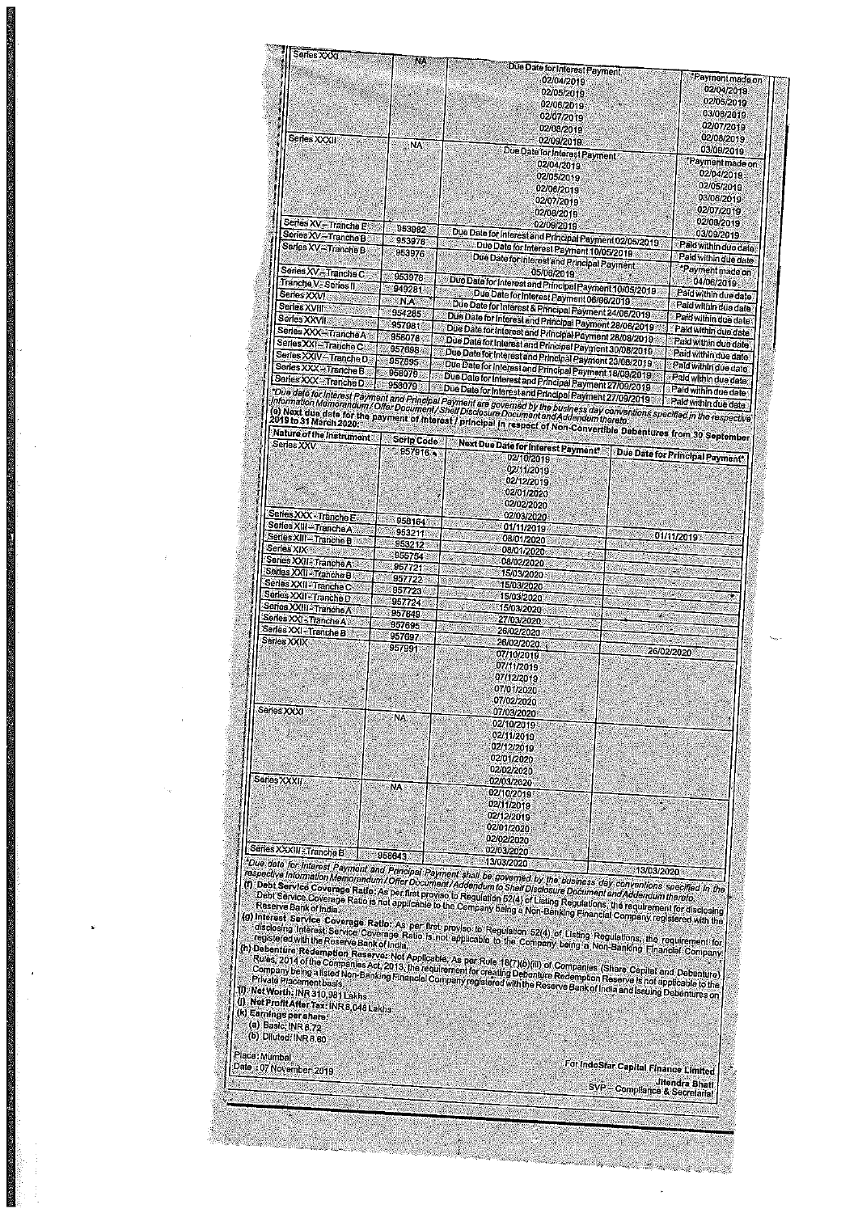| | | | |
|---|---|---|---|
| Series XXXI | NA | Due Date for Interest Payment<br>02/04/2019<br>02/05/2019<br>02/06/2019<br>02/07/2019<br>02/08/2019<br>02/09/2019 | *Payment made on<br>02/04/2019<br>02/05/2019<br>03/06/2019<br>02/07/2019<br>02/08/2019<br>03/09/2019 |
| Series XXXII | NA | Due Date for Interest Payment<br>02/04/2019<br>02/05/2019<br>02/06/2019<br>02/07/2019<br>02/08/2019<br>02/09/2019 | *Payment made on<br>02/04/2019<br>02/05/2019<br>03/06/2019<br>02/07/2019<br>02/08/2019<br>03/09/2019 |
| Series XV – Tranche E | 953982 | Due Date for Interest and Principal Payment 02/05/2019 | Paid within due date |
| Series XV – Tranche B | 953976 | Due Date for Interest Payment 10/05/2019 | Paid within due date |
| Series XV – Tranche B | 953976 | Due Date for Interest and Principal Payment 05/06/2019 | *Payment made on 04/06/2019 |
| Series XV – Tranche C | 953978 | Due Date for Interest and Principal Payment 10/05/2019 | Paid within due date |
| Tranche V - Series II | 949281 | Due Date for Interest Payment 06/06/2019 | Paid within due date |
| Series XXVI | N.A. | Due Date for Interest & Principal Payment 24/06/2019 | Paid within due date |
| Series XVIII | 954285 | Due Date for Interest and Principal Payment 28/06/2019 | Paid within due date |
| Series XXVII | 957981 | Due Date for Interest and Principal Payment 28/08/2019 | Paid within due date |
| Series XXX – Tranche A | 958078 | Due Date for Interest and Principal Payment 30/08/2019 | Paid within due date |
| Series XXI – Tranche C | 957698 | Due Date for Interest and Principal Payment 23/09/2019 | Paid within due date |
| Series XXIV – Tranche D | 957895 | Due Date for Interest and Principal Payment 18/09/2019 | Paid within due date |
| Series XXX – Tranche B | 958079 | Due Date for Interest and Principal Payment 27/09/2019 | Paid within due date |
| Series XXX – Tranche D | 958079 | Due Date for Interest and Principal Payment 27/09/2019 | Paid within due date |

*Due date for Interest Payment and Principal Payment are governed by the business day conventions specified in the respective Information Memorandum / Offer Document / Shelf Disclosure Document and Addendum thereto.

(e) Next due date for the payment of interest / principal in respect of Non-Convertible Debentures from 30 September 2019 to 31 March 2020:

| Nature of the Instrument | Scrip Code | Next Due Date for Interest Payment* | Due Date for Principal Payment* |
|---|---|---|---|
| Series XXV | 957616 | 02/10/2019<br>02/11/2019<br>02/12/2019<br>02/01/2020<br>02/02/2020<br>02/03/2020 | |
| Series XXX - Tranche E | 958164 | 01/11/2019 | 01/11/2019 |
| Series XIII – Tranche A | 953211 | 08/01/2020 | |
| Series XIII – Tranche B | 953212 | 08/01/2020 | |
| Series XIX | 955754 | 08/02/2020 | |
| Series XXII - Tranche A | 957721 | 15/03/2020 | |
| Series XXII - Tranche B | 957722 | 15/03/2020 | |
| Series XXII - Tranche C | 957723 | 15/03/2020 | |
| Series XXII - Tranche D | 957724 | 15/03/2020 | |
| Series XXIII - Tranche A | 957849 | 27/03/2020 | |
| Series XXI - Tranche A | 957695 | 26/02/2020 | |
| Series XXI - Tranche B | 957697 | 26/02/2020 | 26/02/2020 |
| Series XXIX | 957991 | 07/10/2019<br>07/11/2019<br>07/12/2019<br>07/01/2020<br>07/02/2020<br>07/03/2020 | |
| Series XXXI | NA | 02/10/2019<br>02/11/2019<br>02/12/2019<br>02/01/2020<br>02/02/2020<br>02/03/2020 | |
| Series XXXII | NA | 02/10/2019<br>02/11/2019<br>02/12/2019<br>02/01/2020<br>02/02/2020<br>02/03/2020 | |
| Series XXXIII - Tranche B | 958643 | 13/03/2020 | 13/03/2020 |

*Due date for Interest Payment and Principal Payment shall be governed by the business day conventions specified in the respective Information Memorandum / Offer Document / Addendum to Shelf Disclosure Document and Addendum thereto.

**(f) Debt Service Coverage Ratio:** As per first proviso to Regulation 52(4) of Listing Regulations, the requirement for disclosing Debt Service Coverage Ratio is not applicable to the Company being a Non-Banking Financial Company registered with the Reserve Bank of India.

**(g) Interest Service Coverage Ratio:** As per first proviso to Regulation 52(4) of Listing Regulations, the requirement for disclosing Interest Service Coverage Ratio is not applicable to the Company being a Non-Banking Financial Company registered with the Reserve Bank of India.

**(h) Debenture Redemption Reserve:** Not Applicable. As per Rule 18(7)(b)(iii) of Companies (Share Capital and Debenture) Rules, 2014 of the Companies Act, 2013, the requirement for creating Debenture Redemption Reserve is not applicable to the Company being a listed Non-Banking Financial Company registered with the Reserve Bank of India and issuing Debentures on Private Placement basis.

**(i) Net Worth:** INR 310,981 Lakhs

**(j) Net Profit After Tax:** INR 8,048 Lakhs

**(k) Earnings per share:**

(a) Basic: INR 8.72

(b) Diluted: INR 8.60

Place: Mumbai
Date : 07 November 2019

For IndoStar Capital Finance Limited

Jitendra Bhati
SVP – Compliance & Secretarial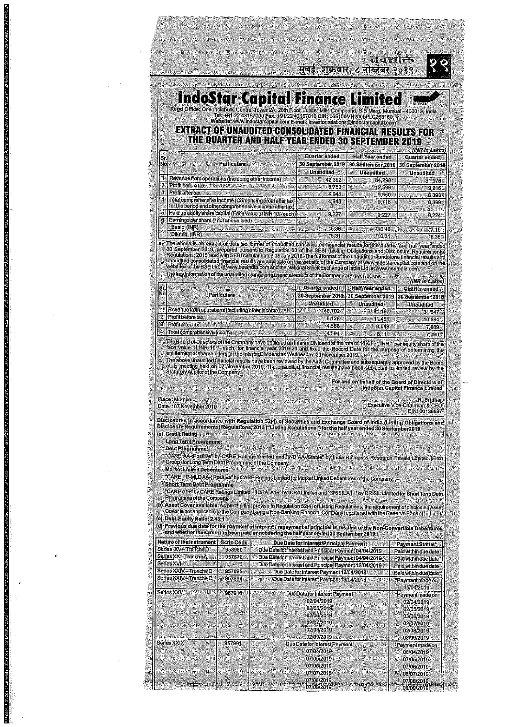# IndoStar Capital Finance Limited

Regd Office: One Indiabulls Centre, Tower 2A, 20th Floor, Jupiter Mills Compound, S B Marg, Mumbai - 400013, India
Tel: +91 22 43157000 Fax: +91 22 43157010 CIN: L65100MH2009PLC268160
Website: www.indostarcapital.com E-mail: investor.relations@indostarcapital.com

## EXTRACT OF UNAUDITED CONSOLIDATED FINANCIAL RESULTS FOR THE QUARTER AND HALF YEAR ENDED 30 SEPTEMBER 2019

(INR in Lakhs)

| Sr. No | Particulars | Quarter ended 30 September 2019 Unaudited | Half Year ended 30 September 2019 Unaudited | Quarter ended 30 September 2018 Unaudited |
|---|---|---|---|---|
| 1 | Revenue from operations (including other income) | 42,392 | 84,298 | 31,976 |
| 2 | Profit before tax | 6,753 | 12,599 | 9,916 |
| 3 | Profit after tax | 4,941 | 9,650 | 6,398 |
| 4 | Total comprehensive income (Comprising profit after tax for the period and other comprehensive income after tax) | 4,948 | 9,716 | 6,399 |
| 5 | Paid up equity share capital (Face value of INR 10/- each) | 9,227 | 9,227 | 9,224 |
| 6 | Earnings per share (* not annualised) | | | |
| | Basic (INR) | *5.36 | *10.46 | *7.15 |
| | Diluted (INR) | *5.31 | *10.31 | *6.96 |

a. The above is an extract of detailed format of unaudited consolidated financial results for the quarter and half year ended 30 September 2019, prepared pursuant to Regulation 33 of the SEBI (Listing Obligations and Disclosure Requirements) Regulations, 2015 read with SEBI circular dated 05 July 2016. The full format of the unaudited standalone financial results and unaudited consolidated financial results are available on the website of the Company at www.indostarcapital.com and on the websites of the BSE Ltd. at www.bseindia.com and the National Stock Exchange of India Ltd. at www.nseindia.com.

The key information of the unaudited standalone financial results of the Company are given below.

(INR in Lakhs)

| Sr. No | Particulars | Quarter ended 30 September 2019 Unaudited | Half Year ended 30 September 2019 Unaudited | Quarter ended 30 September 2018 Unaudited |
|---|---|---|---|---|
| 1 | Revenue from operations (including other income) | 40,702 | 81,167 | 31,347 |
| 2 | Profit before tax | 6,126 | 11,451 | 10,564 |
| 3 | Profit after tax | 4,586 | 8,046 | 7,089 |
| 4 | Total comprehensive income | 4,594 | 8,111 | 7,090 |

b. The Board of Directors of the Company have declared an Interim Dividend at the rate of 10% i.e., INR 1 per equity share of the face value of INR 10/- each, for financial year 2019-20 and fixed the Record Date for the purpose of determining the entitlement of shareholders for the Interim Dividend as Wednesday, 20 November 2019.

c. The above unaudited financial results have been reviewed by the Audit Committee and subsequently approved by the Board at its meeting held on 07 November 2019. The unaudited financial results have been subjected to limited review by the Statutory Auditor of the Company.

For and on behalf of the Board of Directors of
IndoStar Capital Finance Limited

Place : Mumbai
Date : 07 November 2019

R. Sridhar
Executive Vice-Chairman & CEO
DIN: 00136697

**Disclosures in accordance with Regulation 52(4) of Securities and Exchange Board of India (Listing Obligations and Disclosure Requirements) Regulations, 2015 ("Listing Regulations") for the half year ended 30 September 2019**

**(a) Credit Rating**

**Long Term Programme:**

**- Debt Programme**

"CARE AA-/Positive" by CARE Ratings Limited and "IND AA-/Stable" by India Ratings & Research Private Limited (Fitch Group) for Long Term Debt Programme of the Company.

**Market Linked Debentures**

"CARE PP-MLD AA-; Positive" by CARE Ratings Limited for Market Linked Debentures of the Company.

**Short Term Debt Programme**

"CARE A1+" by CARE Ratings Limited, "[ICRA]A1+" by ICRA Limited and "CRISIL A1+" by CRISIL Limited for Short Term Debt Programme of the Company.

**(b) Asset Cover available:** As per the first proviso to Regulation 52(4) of Listing Regulations, the requirement of disclosing Asset Cover is not applicable to the Company being a Non-Banking Financial Company registered with the Reserve Bank of India.

**(c) Debt-Equity Ratio: 2.43:1**

**(d) Previous due date for the payment of interest / repayment of principal in respect of the Non-Convertible Debentures and whether the same has been paid or not during the half year ended 30 September 2019:**

| Nature of the Instrument | Scrip Code | Due Date for Interest/Principal Payment | Payment Status* |
|---|---|---|---|
| Series XV - Tranche D | 953980 | Due Date for Interest and Principal Payment 04/04/2019 | Paid within due date |
| Series XX - Tranche A | 957572 | Due Date for Interest and Principal Payment 04/04/2019 | Paid within due date |
| Series XVI | - | Due Date for Interest and Principal Payment 12/04/2019 | Paid within due date |
| Series XXIV - Tranche D | 957895 | Due Date for Interest Payment 12/04/2019 | Paid within due date |
| Series XXIV - Tranche C | 957894 | Due Date for Interest Payment 13/04/2019 | *Payment made on 15/04/2019 |
| Series XXV | 957916 | Due Date for Interest Payment<br>02/04/2019<br>02/05/2019<br>02/06/2019<br>02/07/2019<br>02/08/2019<br>02/09/2019 | *Payment made on<br>02/04/2019<br>02/05/2019<br>03/06/2019<br>02/07/2019<br>02/08/2019<br>03/09/2019 |
| Series XXIX | 957991 | Due Date for Interest Payment<br>07/04/2019<br>07/05/2019<br>07/06/2019<br>07/07/2019<br>07/08/2019<br>07/09/2019 | *Payment made on<br>08/04/2019<br>07/05/2019<br>07/06/2019<br>08/07/2019<br>07/08/2019<br>09/09/2019 |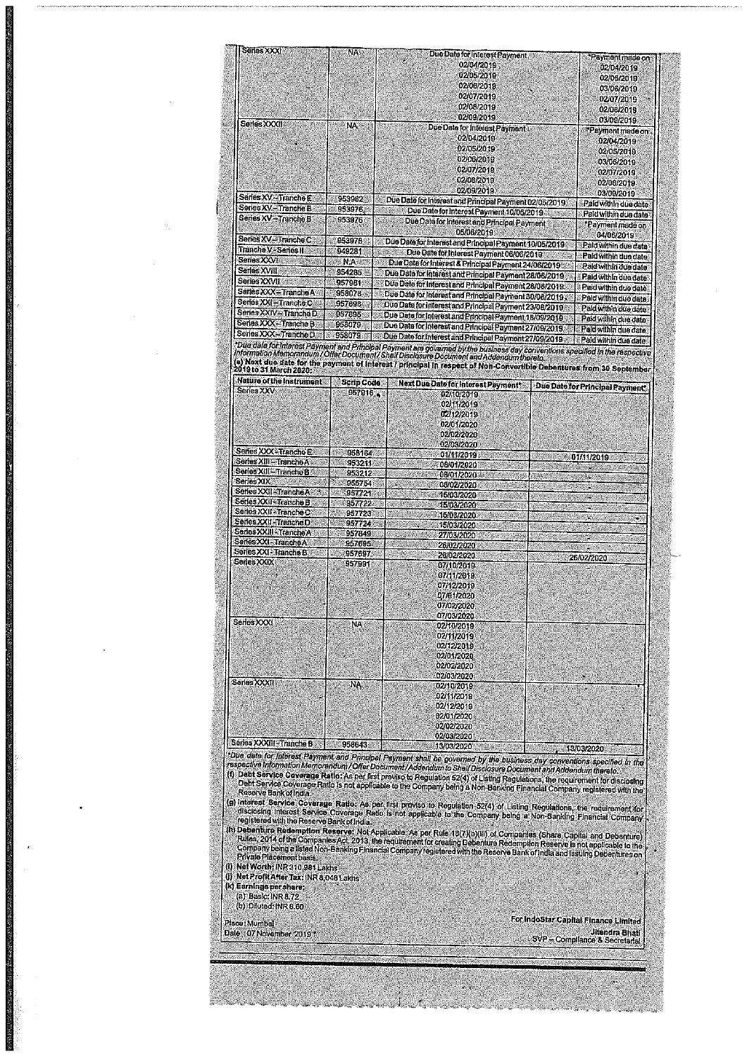| | | | |
|---|---|---|---|
| Series XXXI | NA | Due Date for Interest Payment<br>02/04/2019<br>02/05/2019<br>02/06/2019<br>02/07/2019<br>02/08/2019<br>02/09/2019 | *Payment made on<br>02/04/2019<br>02/05/2019<br>03/06/2019<br>02/07/2019<br>02/08/2019<br>03/09/2019 |
| Series XXXII | NA | Due Date for Interest Payment<br>02/04/2019<br>02/05/2019<br>02/06/2019<br>02/07/2019<br>02/08/2019<br>02/09/2019 | *Payment made on<br>02/04/2019<br>02/05/2019<br>03/06/2019<br>02/07/2019<br>02/08/2019<br>03/09/2019 |
| Series XV – Tranche E | 953982 | Due Date for Interest and Principal Payment 02/05/2019 | Paid within due date |
| Series XV – Tranche B | 953976 | Due Date for Interest Payment 10/05/2019 | Paid within due date |
| Series XV – Tranche B | 953976 | Due Date for Interest and Principal Payment 05/06/2019 | *Payment made on 04/06/2019 |
| Series XV – Tranche C | 953978 | Due Date for Interest and Principal Payment 10/05/2019 | Paid within due date |
| Tranche V - Series II | 949281 | Due Date for Interest Payment 06/06/2019 | Paid within due date |
| Series XXVI | N.A | Due Date for Interest & Principal Payment 24/06/2019 | Paid within due date |
| Series XVIII | 954285 | Due Date for Interest and Principal Payment 28/06/2019 | Paid within due date |
| Series XXVII | 957981 | Due Date for Interest and Principal Payment 28/08/2019 | Paid within due date |
| Series XXX – Tranche A | 958078 | Due Date for Interest and Principal Payment 30/08/2019 | Paid within due date |
| Series XXI – Tranche C | 957698 | Due Date for Interest and Principal Payment 23/08/2019 | Paid within due date |
| Series XXIV – Tranche D | 957895 | Due Date for Interest and Principal Payment 18/09/2019 | Paid within due date |
| Series XXX – Tranche B | 958079 | Due Date for Interest and Principal Payment 27/09/2019 | Paid within due date |
| Series XXX – Tranche D | 958079 | Due Date for Interest and Principal Payment 27/09/2019 | Paid within due date |

*Due date for Interest Payment and Principal Payment are governed by the business day conventions specified in the respective Information Memorandum / Offer Document / Shelf Disclosure Document and Addendum thereto.

**(e) Next due date for the payment of interest / principal in respect of Non-Convertible Debentures from 30 September 2019 to 31 March 2020:**

| Nature of the Instrument | Scrip Code | Next Due Date for Interest Payment* | Due Date for Principal Payment* |
|---|---|---|---|
| Series XXV | 957916 | 02/10/2019<br>02/11/2019<br>02/12/2019<br>02/01/2020<br>02/02/2020<br>02/03/2020 | |
| Series XXX – Tranche E | 958164 | 01/11/2019 | 01/11/2019 |
| Series XIII – Tranche A | 953211 | 08/01/2020 | - |
| Series XIII – Tranche B | 953212 | 08/01/2020 | - |
| Series XIX | 955754 | 08/02/2020 | - |
| Series XXII – Tranche A | 957721 | 15/03/2020 | - |
| Series XXII – Tranche B | 957722 | 15/03/2020 | - |
| Series XXII – Tranche C | 957723 | 15/03/2020 | - |
| Series XXII – Tranche D | 957724 | 15/03/2020 | - |
| Series XXIII – Tranche A | 957849 | 27/03/2020 | - |
| Series XXI – Tranche A | 957695 | 26/02/2020 | - |
| Series XXI – Tranche B | 957697 | 26/02/2020 | 26/02/2020 |
| Series XXIX | 957991 | 07/10/2019<br>07/11/2019<br>07/12/2019<br>07/01/2020<br>07/02/2020<br>07/03/2020 | |
| Series XXXI | NA | 02/10/2019<br>02/11/2019<br>02/12/2019<br>02/01/2020<br>02/02/2020<br>02/03/2020 | - |
| Series XXXII | NA | 02/10/2019<br>02/11/2019<br>02/12/2019<br>02/01/2020<br>02/02/2020<br>02/03/2020 | - |
| Series XXXIII – Tranche B | 958643 | 13/03/2020 | 13/03/2020 |

*Due date for Interest Payment and Principal Payment shall be governed by the business day conventions specified in the respective Information Memorandum / Offer Document / Addendum to Shelf Disclosure Document and Addendum thereto.

**(f) Debt Service Coverage Ratio:** As per first proviso to Regulation 52(4) of Listing Regulations, the requirement for disclosing Debt Service Coverage Ratio is not applicable to the Company being a Non-Banking Financial Company registered with the Reserve Bank of India.

**(g) Interest Service Coverage Ratio:** As per first proviso to Regulation 52(4) of Listing Regulations, the requirement for disclosing Interest Service Coverage Ratio is not applicable to the Company being a Non-Banking Financial Company registered with the Reserve Bank of India.

**(h) Debenture Redemption Reserve:** Not Applicable. As per Rule 18(7)(b)(iii) of Companies (Share Capital and Debenture) Rules, 2014 of the Companies Act, 2013, the requirement for creating Debenture Redemption Reserve is not applicable to the Company being a listed Non-Banking Financial Company registered with the Reserve Bank of India and issuing Debentures on Private Placement basis.

**(i) Net Worth:** INR 310,881 Lakhs

**(j) Net Profit After Tax:** INR 8,048 Lakhs

**(k) Earnings per share:**

(a) Basic: INR 8.72

(b) Diluted: INR 8.60

Place: Mumbai
Date: 07 November 2019

For IndoStar Capital Finance Limited

Jitendra Bhati
SVP – Compliance & Secretarial